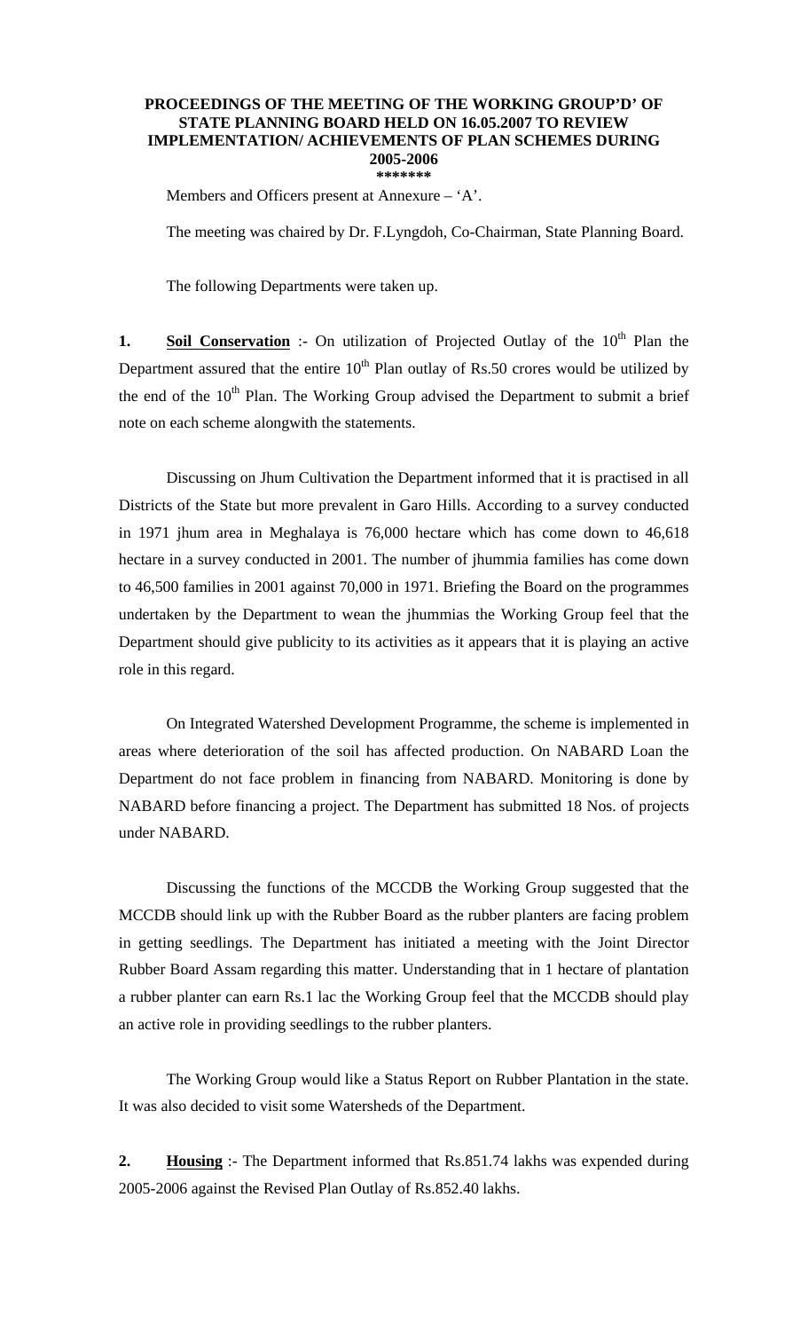# PROCEEDINGS OF THE MEETING OF THE WORKING GROUP'D' OF STATE PLANNING BOARD HELD ON 16.05.2007 TO REVIEW IMPLEMENTATION/ ACHIEVEMENTS OF PLAN SCHEMES DURING 2005-2006

\*\*\*\*\*\*\*

Members and Officers present at Annexure – 'A'.

The meeting was chaired by Dr. F.Lyngdoh, Co-Chairman, State Planning Board.

The following Departments were taken up.

**1. Soil Conservation** :- On utilization of Projected Outlay of the 10th Plan the Department assured that the entire 10th Plan outlay of Rs.50 crores would be utilized by the end of the 10th Plan. The Working Group advised the Department to submit a brief note on each scheme alongwith the statements.

Discussing on Jhum Cultivation the Department informed that it is practised in all Districts of the State but more prevalent in Garo Hills. According to a survey conducted in 1971 jhum area in Meghalaya is 76,000 hectare which has come down to 46,618 hectare in a survey conducted in 2001. The number of jhummia families has come down to 46,500 families in 2001 against 70,000 in 1971. Briefing the Board on the programmes undertaken by the Department to wean the jhummias the Working Group feel that the Department should give publicity to its activities as it appears that it is playing an active role in this regard.

On Integrated Watershed Development Programme, the scheme is implemented in areas where deterioration of the soil has affected production. On NABARD Loan the Department do not face problem in financing from NABARD. Monitoring is done by NABARD before financing a project. The Department has submitted 18 Nos. of projects under NABARD.

Discussing the functions of the MCCDB the Working Group suggested that the MCCDB should link up with the Rubber Board as the rubber planters are facing problem in getting seedlings. The Department has initiated a meeting with the Joint Director Rubber Board Assam regarding this matter. Understanding that in 1 hectare of plantation a rubber planter can earn Rs.1 lac the Working Group feel that the MCCDB should play an active role in providing seedlings to the rubber planters.

The Working Group would like a Status Report on Rubber Plantation in the state. It was also decided to visit some Watersheds of the Department.

**2. Housing** :- The Department informed that Rs.851.74 lakhs was expended during 2005-2006 against the Revised Plan Outlay of Rs.852.40 lakhs.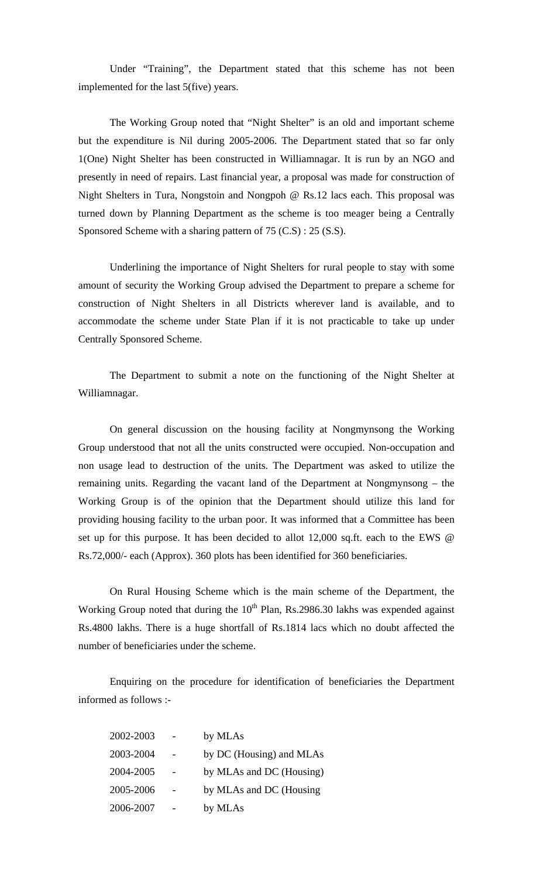Under "Training", the Department stated that this scheme has not been implemented for the last 5(five) years.

The Working Group noted that "Night Shelter" is an old and important scheme but the expenditure is Nil during 2005-2006. The Department stated that so far only 1(One) Night Shelter has been constructed in Williamnagar. It is run by an NGO and presently in need of repairs. Last financial year, a proposal was made for construction of Night Shelters in Tura, Nongstoin and Nongpoh @ Rs.12 lacs each. This proposal was turned down by Planning Department as the scheme is too meager being a Centrally Sponsored Scheme with a sharing pattern of 75 (C.S) : 25 (S.S).

Underlining the importance of Night Shelters for rural people to stay with some amount of security the Working Group advised the Department to prepare a scheme for construction of Night Shelters in all Districts wherever land is available, and to accommodate the scheme under State Plan if it is not practicable to take up under Centrally Sponsored Scheme.

The Department to submit a note on the functioning of the Night Shelter at Williamnagar.

On general discussion on the housing facility at Nongmynsong the Working Group understood that not all the units constructed were occupied. Non-occupation and non usage lead to destruction of the units. The Department was asked to utilize the remaining units. Regarding the vacant land of the Department at Nongmynsong – the Working Group is of the opinion that the Department should utilize this land for providing housing facility to the urban poor. It was informed that a Committee has been set up for this purpose. It has been decided to allot 12,000 sq.ft. each to the EWS @ Rs.72,000/- each (Approx). 360 plots has been identified for 360 beneficiaries.

On Rural Housing Scheme which is the main scheme of the Department, the Working Group noted that during the 10th Plan, Rs.2986.30 lakhs was expended against Rs.4800 lakhs. There is a huge shortfall of Rs.1814 lacs which no doubt affected the number of beneficiaries under the scheme.

Enquiring on the procedure for identification of beneficiaries the Department informed as follows :-

| | | |
|---|---|---|
| 2002-2003 | - | by MLAs |
| 2003-2004 | - | by DC (Housing) and MLAs |
| 2004-2005 | - | by MLAs and DC (Housing) |
| 2005-2006 | - | by MLAs and DC (Housing |
| 2006-2007 | - | by MLAs |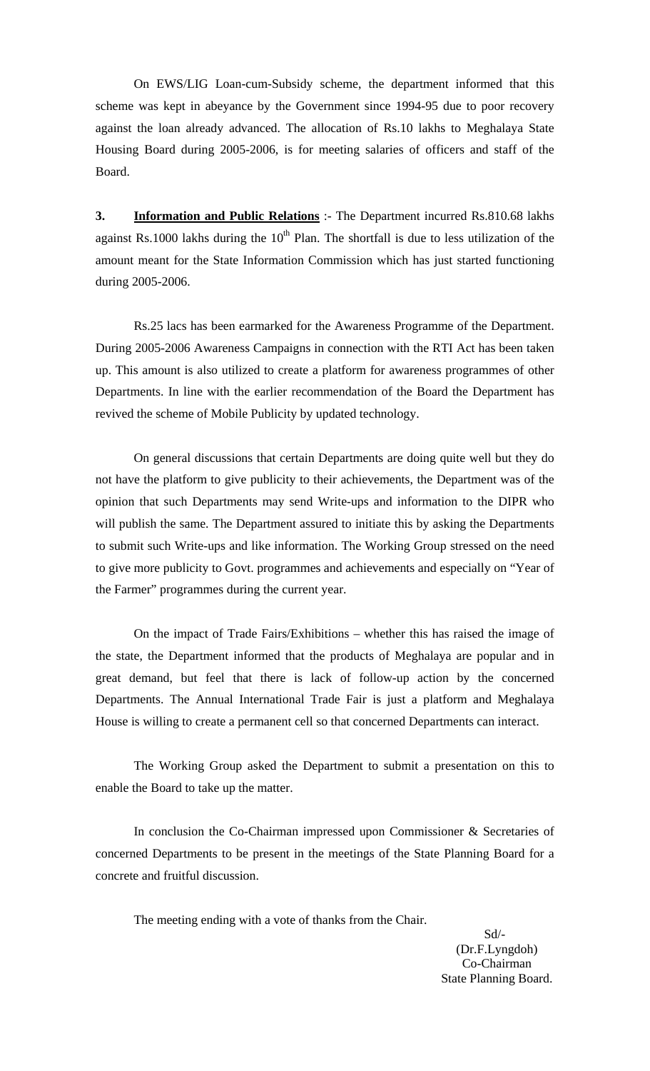On EWS/LIG Loan-cum-Subsidy scheme, the department informed that this scheme was kept in abeyance by the Government since 1994-95 due to poor recovery against the loan already advanced. The allocation of Rs.10 lakhs to Meghalaya State Housing Board during 2005-2006, is for meeting salaries of officers and staff of the Board.

**3.** **<u>Information and Public Relations</u>** :- The Department incurred Rs.810.68 lakhs against Rs.1000 lakhs during the 10th Plan. The shortfall is due to less utilization of the amount meant for the State Information Commission which has just started functioning during 2005-2006.

Rs.25 lacs has been earmarked for the Awareness Programme of the Department. During 2005-2006 Awareness Campaigns in connection with the RTI Act has been taken up. This amount is also utilized to create a platform for awareness programmes of other Departments. In line with the earlier recommendation of the Board the Department has revived the scheme of Mobile Publicity by updated technology.

On general discussions that certain Departments are doing quite well but they do not have the platform to give publicity to their achievements, the Department was of the opinion that such Departments may send Write-ups and information to the DIPR who will publish the same. The Department assured to initiate this by asking the Departments to submit such Write-ups and like information. The Working Group stressed on the need to give more publicity to Govt. programmes and achievements and especially on "Year of the Farmer" programmes during the current year.

On the impact of Trade Fairs/Exhibitions – whether this has raised the image of the state, the Department informed that the products of Meghalaya are popular and in great demand, but feel that there is lack of follow-up action by the concerned Departments. The Annual International Trade Fair is just a platform and Meghalaya House is willing to create a permanent cell so that concerned Departments can interact.

The Working Group asked the Department to submit a presentation on this to enable the Board to take up the matter.

In conclusion the Co-Chairman impressed upon Commissioner & Secretaries of concerned Departments to be present in the meetings of the State Planning Board for a concrete and fruitful discussion.

The meeting ending with a vote of thanks from the Chair.

Sd/-
(Dr.F.Lyngdoh)
Co-Chairman
State Planning Board.